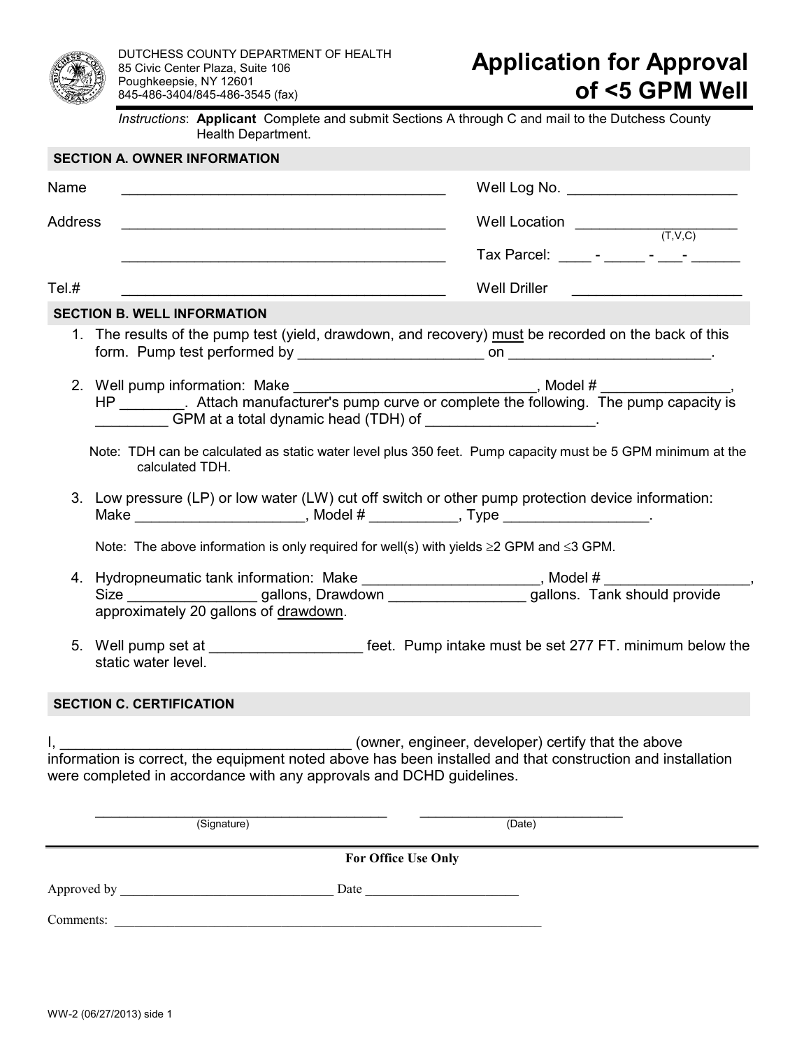DUTCHESS COUNTY DEPARTMENT OF HEALTH
85 Civic Center Plaza, Suite 106
Poughkeepsie, NY 12601
845-486-3404/845-486-3545 (fax)

# Application for Approval of <5 GPM Well

*Instructions*: **Applicant** Complete and submit Sections A through C and mail to the Dutchess County Health Department.

## SECTION A. OWNER INFORMATION

Name \_\_\_\_\_\_\_\_\_\_\_\_\_\_\_\_\_\_\_\_\_\_\_\_\_\_\_\_\_\_\_\_\_\_\_\_\_\_\_\_ Well Log No. \_\_\_\_\_\_\_\_\_\_\_\_\_\_\_\_\_\_\_\_\_\_

Address \_\_\_\_\_\_\_\_\_\_\_\_\_\_\_\_\_\_\_\_\_\_\_\_\_\_\_\_\_\_\_\_\_\_\_\_\_\_\_\_ Well Location \_\_\_\_\_\_\_\_\_\_\_\_\_\_\_\_\_\_\_\_ (T,V,C)

\_\_\_\_\_\_\_\_\_\_\_\_\_\_\_\_\_\_\_\_\_\_\_\_\_\_\_\_\_\_\_\_\_\_\_\_\_\_\_\_ Tax Parcel: \_\_\_\_ - \_\_\_\_\_ - \_\_\_- \_\_\_\_\_\_

Tel.# \_\_\_\_\_\_\_\_\_\_\_\_\_\_\_\_\_\_\_\_\_\_\_\_\_\_\_\_\_\_\_\_\_\_\_\_\_\_\_\_ Well Driller \_\_\_\_\_\_\_\_\_\_\_\_\_\_\_\_\_\_\_\_\_\_

## SECTION B. WELL INFORMATION

1. The results of the pump test (yield, drawdown, and recovery) must be recorded on the back of this form. Pump test performed by \_\_\_\_\_\_\_\_\_\_\_\_\_\_\_\_\_\_\_\_\_\_\_ on \_\_\_\_\_\_\_\_\_\_\_\_\_\_\_\_\_\_\_\_\_\_\_\_\_\_.

2. Well pump information: Make \_\_\_\_\_\_\_\_\_\_\_\_\_\_\_\_\_\_\_\_\_\_\_\_\_\_\_\_\_\_, Model # \_\_\_\_\_\_\_\_\_\_\_\_\_\_\_\_, HP \_\_\_\_\_\_\_\_. Attach manufacturer's pump curve or complete the following. The pump capacity is \_\_\_\_\_\_\_\_\_ GPM at a total dynamic head (TDH) of \_\_\_\_\_\_\_\_\_\_\_\_\_\_\_\_\_\_\_\_\_.

   Note: TDH can be calculated as static water level plus 350 feet. Pump capacity must be 5 GPM minimum at the calculated TDH.

3. Low pressure (LP) or low water (LW) cut off switch or other pump protection device information: Make \_\_\_\_\_\_\_\_\_\_\_\_\_\_\_\_\_\_\_\_\_, Model # \_\_\_\_\_\_\_\_\_\_\_, Type \_\_\_\_\_\_\_\_\_\_\_\_\_\_\_\_\_\_.

   Note: The above information is only required for well(s) with yields ≥2 GPM and ≤3 GPM.

4. Hydropneumatic tank information: Make \_\_\_\_\_\_\_\_\_\_\_\_\_\_\_\_\_\_\_\_\_\_, Model # \_\_\_\_\_\_\_\_\_\_\_\_\_\_\_\_\_\_, Size \_\_\_\_\_\_\_\_\_\_\_\_\_\_\_\_ gallons, Drawdown \_\_\_\_\_\_\_\_\_\_\_\_\_\_\_\_\_ gallons. Tank should provide approximately 20 gallons of drawdown.

5. Well pump set at \_\_\_\_\_\_\_\_\_\_\_\_\_\_\_\_\_\_\_ feet. Pump intake must be set 277 FT. minimum below the static water level.

## SECTION C. CERTIFICATION

I, \_\_\_\_\_\_\_\_\_\_\_\_\_\_\_\_\_\_\_\_\_\_\_\_\_\_\_\_\_\_\_\_\_\_\_\_\_ (owner, engineer, developer) certify that the above information is correct, the equipment noted above has been installed and that construction and installation were completed in accordance with any approvals and DCHD guidelines.

\_\_\_\_\_\_\_\_\_\_\_\_\_\_\_\_\_\_\_\_\_\_\_\_\_\_\_\_\_\_\_\_\_\_\_\_\_\_ \_\_\_\_\_\_\_\_\_\_\_\_\_\_\_\_\_\_\_\_\_\_\_\_\_\_
(Signature) (Date)

---

**For Office Use Only**

Approved by \_\_\_\_\_\_\_\_\_\_\_\_\_\_\_\_\_\_\_\_\_\_\_\_\_\_\_\_\_\_\_\_ Date \_\_\_\_\_\_\_\_\_\_\_\_\_\_\_\_\_\_\_\_\_\_\_

Comments: \_\_\_\_\_\_\_\_\_\_\_\_\_\_\_\_\_\_\_\_\_\_\_\_\_\_\_\_\_\_\_\_\_\_\_\_\_\_\_\_\_\_\_\_\_\_\_\_\_\_\_\_\_\_\_\_\_\_\_\_\_\_\_\_\_\_

WW-2 (06/27/2013) side 1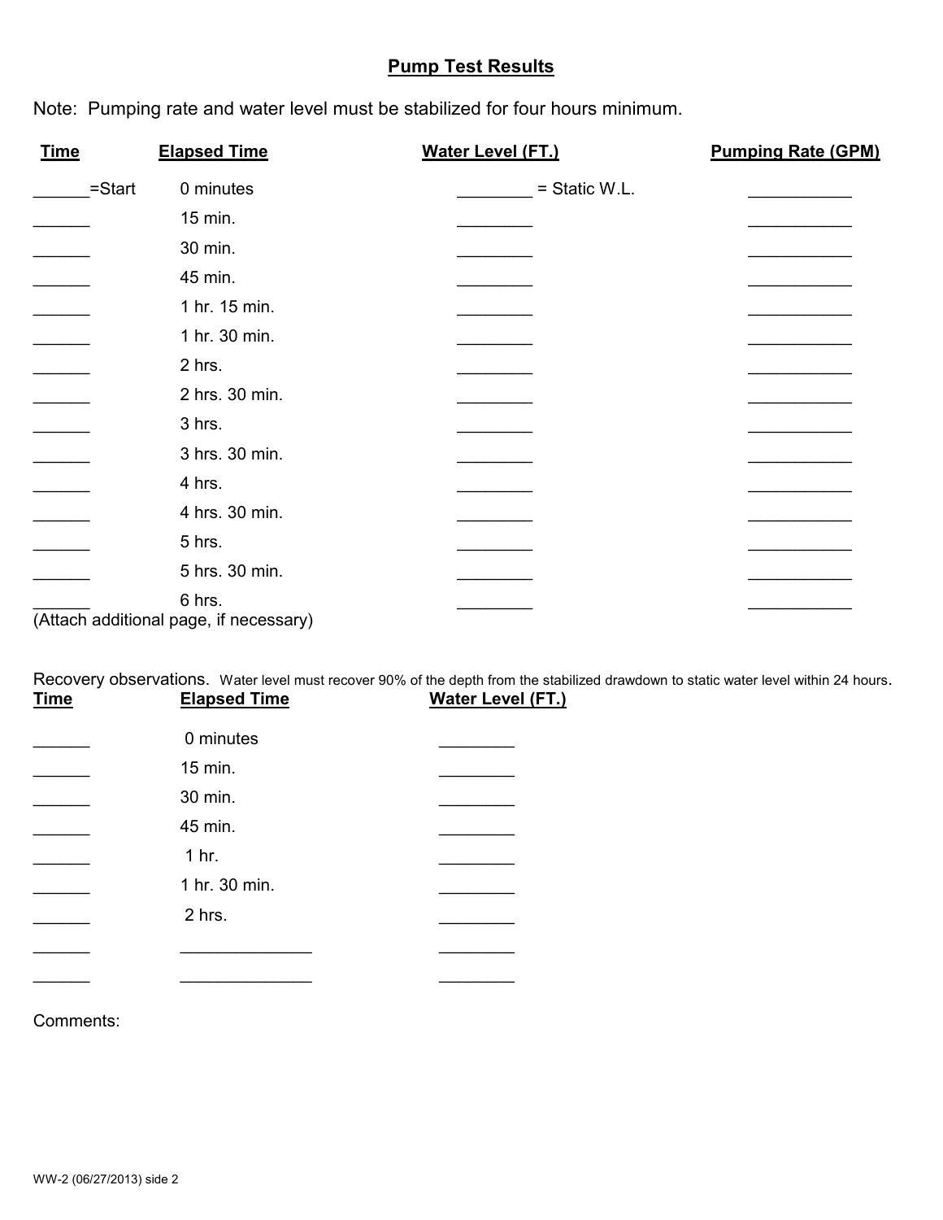## Pump Test Results

Note: Pumping rate and water level must be stabilized for four hours minimum.

| Time | Elapsed Time | Water Level (FT.) | Pumping Rate (GPM) |
|---|---|---|---|
| ______=Start | 0 minutes | ________ = Static W.L. | ___________ |
| ______ | 15 min. | ________ | ___________ |
| ______ | 30 min. | ________ | ___________ |
| ______ | 45 min. | ________ | ___________ |
| ______ | 1 hr. 15 min. | ________ | ___________ |
| ______ | 1 hr. 30 min. | ________ | ___________ |
| ______ | 2 hrs. | ________ | ___________ |
| ______ | 2 hrs. 30 min. | ________ | ___________ |
| ______ | 3 hrs. | ________ | ___________ |
| ______ | 3 hrs. 30 min. | ________ | ___________ |
| ______ | 4 hrs. | ________ | ___________ |
| ______ | 4 hrs. 30 min. | ________ | ___________ |
| ______ | 5 hrs. | ________ | ___________ |
| ______ | 5 hrs. 30 min. | ________ | ___________ |
| ______ | 6 hrs. | ________ | ___________ |

(Attach additional page, if necessary)

Recovery observations. Water level must recover 90% of the depth from the stabilized drawdown to static water level within 24 hours.

| Time | Elapsed Time | Water Level (FT.) |
|---|---|---|
| ______ | 0 minutes | ________ |
| ______ | 15 min. | ________ |
| ______ | 30 min. | ________ |
| ______ | 45 min. | ________ |
| ______ | 1 hr. | ________ |
| ______ | 1 hr. 30 min. | ________ |
| ______ | 2 hrs. | ________ |
| ______ | ______________ | ________ |
| ______ | ______________ | ________ |

Comments:

WW-2 (06/27/2013) side 2